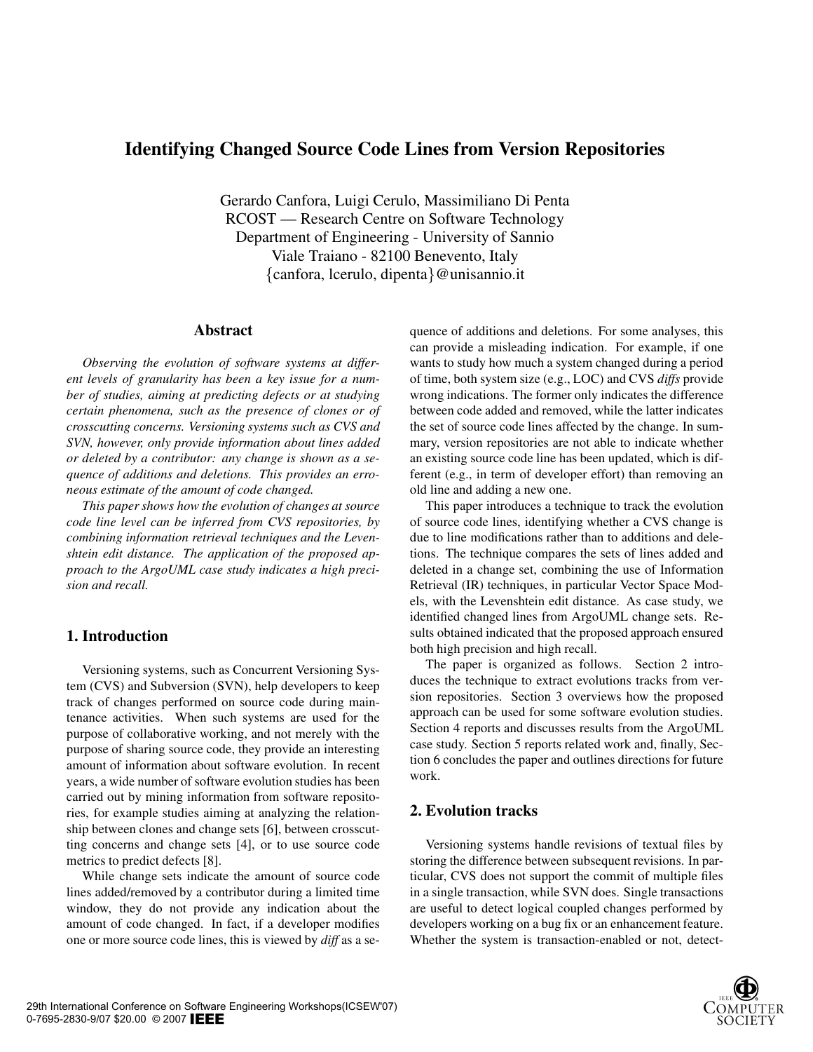# Identifying Changed Source Code Lines from Version Repositories

Gerardo Canfora, Luigi Cerulo, Massimiliano Di Penta
RCOST — Research Centre on Software Technology
Department of Engineering - University of Sannio
Viale Traiano - 82100 Benevento, Italy
{canfora, lcerulo, dipenta}@unisannio.it

## Abstract

*Observing the evolution of software systems at different levels of granularity has been a key issue for a number of studies, aiming at predicting defects or at studying certain phenomena, such as the presence of clones or of crosscutting concerns. Versioning systems such as CVS and SVN, however, only provide information about lines added or deleted by a contributor: any change is shown as a sequence of additions and deletions. This provides an erroneous estimate of the amount of code changed.*

*This paper shows how the evolution of changes at source code line level can be inferred from CVS repositories, by combining information retrieval techniques and the Levenshtein edit distance. The application of the proposed approach to the ArgoUML case study indicates a high precision and recall.*

## 1. Introduction

Versioning systems, such as Concurrent Versioning System (CVS) and Subversion (SVN), help developers to keep track of changes performed on source code during maintenance activities. When such systems are used for the purpose of collaborative working, and not merely with the purpose of sharing source code, they provide an interesting amount of information about software evolution. In recent years, a wide number of software evolution studies has been carried out by mining information from software repositories, for example studies aiming at analyzing the relationship between clones and change sets [6], between crosscutting concerns and change sets [4], or to use source code metrics to predict defects [8].

While change sets indicate the amount of source code lines added/removed by a contributor during a limited time window, they do not provide any indication about the amount of code changed. In fact, if a developer modifies one or more source code lines, this is viewed by *diff* as a sequence of additions and deletions. For some analyses, this can provide a misleading indication. For example, if one wants to study how much a system changed during a period of time, both system size (e.g., LOC) and CVS *diffs* provide wrong indications. The former only indicates the difference between code added and removed, while the latter indicates the set of source code lines affected by the change. In summary, version repositories are not able to indicate whether an existing source code line has been updated, which is different (e.g., in term of developer effort) than removing an old line and adding a new one.

This paper introduces a technique to track the evolution of source code lines, identifying whether a CVS change is due to line modifications rather than to additions and deletions. The technique compares the sets of lines added and deleted in a change set, combining the use of Information Retrieval (IR) techniques, in particular Vector Space Models, with the Levenshtein edit distance. As case study, we identified changed lines from ArgoUML change sets. Results obtained indicated that the proposed approach ensured both high precision and high recall.

The paper is organized as follows. Section 2 introduces the technique to extract evolutions tracks from version repositories. Section 3 overviews how the proposed approach can be used for some software evolution studies. Section 4 reports and discusses results from the ArgoUML case study. Section 5 reports related work and, finally, Section 6 concludes the paper and outlines directions for future work.

## 2. Evolution tracks

Versioning systems handle revisions of textual files by storing the difference between subsequent revisions. In particular, CVS does not support the commit of multiple files in a single transaction, while SVN does. Single transactions are useful to detect logical coupled changes performed by developers working on a bug fix or an enhancement feature. Whether the system is transaction-enabled or not, detect-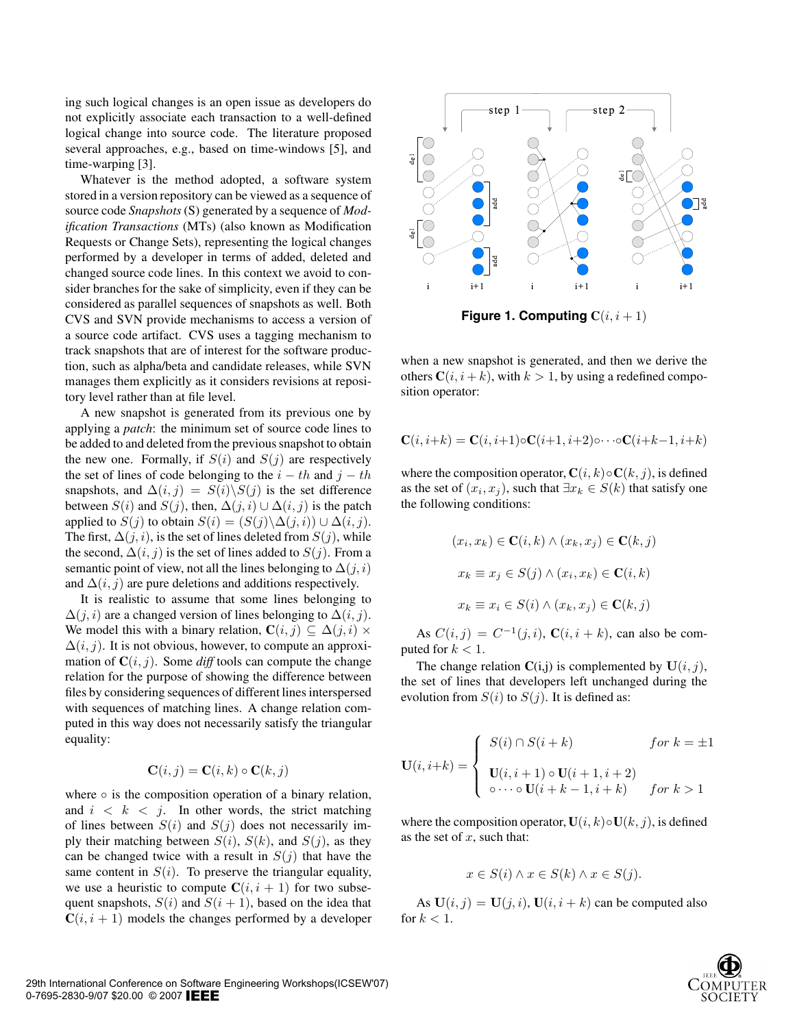ing such logical changes is an open issue as developers do not explicitly associate each transaction to a well-defined logical change into source code. The literature proposed several approaches, e.g., based on time-windows [5], and time-warping [3].

Whatever is the method adopted, a software system stored in a version repository can be viewed as a sequence of source code *Snapshots* (S) generated by a sequence of *Modification Transactions* (MTs) (also known as Modification Requests or Change Sets), representing the logical changes performed by a developer in terms of added, deleted and changed source code lines. In this context we avoid to consider branches for the sake of simplicity, even if they can be considered as parallel sequences of snapshots as well. Both CVS and SVN provide mechanisms to access a version of a source code artifact. CVS uses a tagging mechanism to track snapshots that are of interest for the software production, such as alpha/beta and candidate releases, while SVN manages them explicitly as it considers revisions at repository level rather than at file level.

A new snapshot is generated from its previous one by applying a *patch*: the minimum set of source code lines to be added to and deleted from the previous snapshot to obtain the new one. Formally, if $S(i)$ and $S(j)$ are respectively the set of lines of code belonging to the $i-th$ and $j-th$ snapshots, and $\Delta(i,j) = S(i) \backslash S(j)$ is the set difference between $S(i)$ and $S(j)$, then, $\Delta(j,i) \cup \Delta(i,j)$ is the patch applied to $S(j)$ to obtain $S(i) = (S(j) \backslash \Delta(j,i)) \cup \Delta(i,j)$. The first, $\Delta(j,i)$, is the set of lines deleted from $S(j)$, while the second, $\Delta(i,j)$ is the set of lines added to $S(j)$. From a semantic point of view, not all the lines belonging to $\Delta(j,i)$ and $\Delta(i,j)$ are pure deletions and additions respectively.

It is realistic to assume that some lines belonging to $\Delta(j,i)$ are a changed version of lines belonging to $\Delta(i,j)$. We model this with a binary relation, $\mathbf{C}(i,j) \subseteq \Delta(j,i) \times \Delta(i,j)$. It is not obvious, however, to compute an approximation of $\mathbf{C}(i,j)$. Some *diff* tools can compute the change relation for the purpose of showing the difference between files by considering sequences of different lines interspersed with sequences of matching lines. A change relation computed in this way does not necessarily satisfy the triangular equality:

$$\mathbf{C}(i,j) = \mathbf{C}(i,k) \circ \mathbf{C}(k,j)$$

where $\circ$ is the composition operation of a binary relation, and $i < k < j$. In other words, the strict matching of lines between $S(i)$ and $S(j)$ does not necessarily imply their matching between $S(i)$, $S(k)$, and $S(j)$, as they can be changed twice with a result in $S(j)$ that have the same content in $S(i)$. To preserve the triangular equality, we use a heuristic to compute $\mathbf{C}(i,i+1)$ for two subsequent snapshots, $S(i)$ and $S(i+1)$, based on the idea that $\mathbf{C}(i,i+1)$ models the changes performed by a developer when a new snapshot is generated, and then we derive the others $\mathbf{C}(i,i+k)$, with $k > 1$, by using a redefined composition operator:

**Figure 1. Computing $\mathbf{C}(i,i+1)$**

$$\mathbf{C}(i,i{+}k) = \mathbf{C}(i,i{+}1) \circ \mathbf{C}(i{+}1,i{+}2) \circ \cdots \circ \mathbf{C}(i{+}k{-}1,i{+}k)$$

where the composition operator, $\mathbf{C}(i,k) \circ \mathbf{C}(k,j)$, is defined as the set of $(x_i, x_j)$, such that $\exists x_k \in S(k)$ that satisfy one the following conditions:

$$(x_i, x_k) \in \mathbf{C}(i,k) \wedge (x_k, x_j) \in \mathbf{C}(k,j)$$

$$x_k \equiv x_j \in S(j) \wedge (x_i, x_k) \in \mathbf{C}(i,k)$$

$$x_k \equiv x_i \in S(i) \wedge (x_k, x_j) \in \mathbf{C}(k,j)$$

As $C(i,j) = C^{-1}(j,i)$, $\mathbf{C}(i,i+k)$, can also be computed for $k < 1$.

The change relation $\mathbf{C}$(i,j) is complemented by $\mathbf{U}(i,j)$, the set of lines that developers left unchanged during the evolution from $S(i)$ to $S(j)$. It is defined as:

$$\mathbf{U}(i,i{+}k) = \begin{cases} S(i) \cap S(i+k) & for\ k = \pm 1 \\ \mathbf{U}(i,i+1) \circ \mathbf{U}(i+1,i+2) \\ \circ \cdots \circ \mathbf{U}(i+k-1,i+k) & for\ k > 1 \end{cases}$$

where the composition operator, $\mathbf{U}(i,k) \circ \mathbf{U}(k,j)$, is defined as the set of $x$, such that:

$$x \in S(i) \wedge x \in S(k) \wedge x \in S(j).$$

As $\mathbf{U}(i,j) = \mathbf{U}(j,i)$, $\mathbf{U}(i,i+k)$ can be computed also for $k < 1$.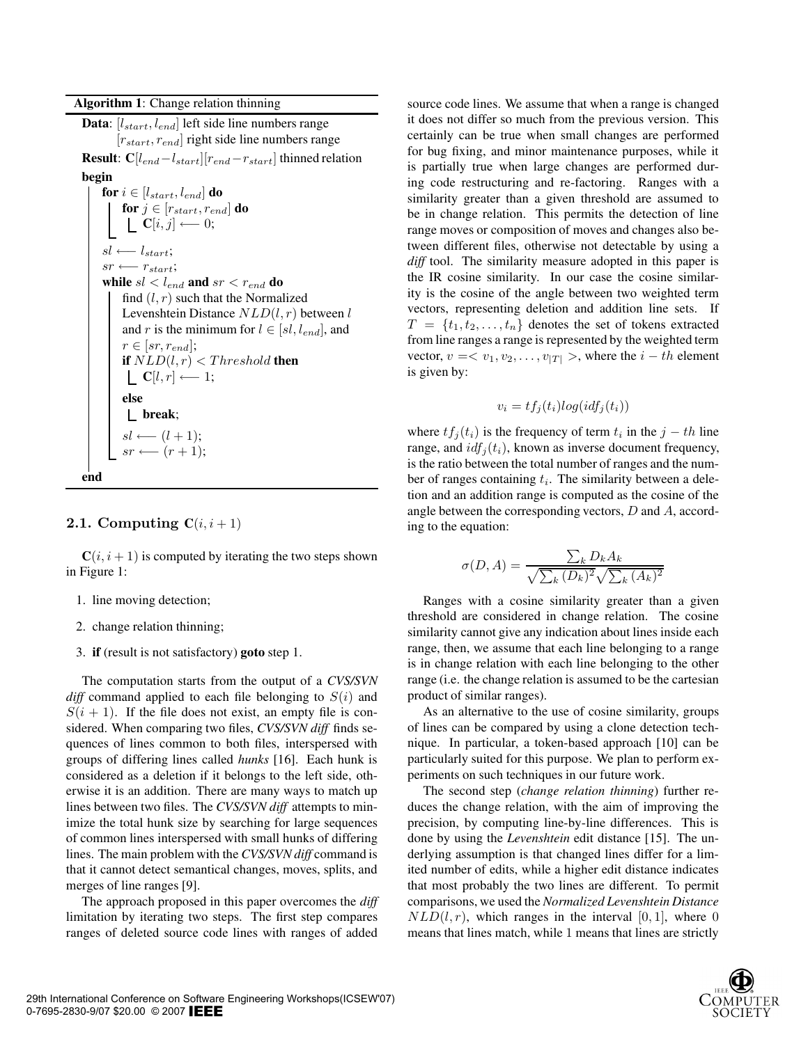**Algorithm 1**: Change relation thinning

```
Data: [l_start, l_end] left side line numbers range
      [r_start, r_end] right side line numbers range
Result: C[l_end − l_start][r_end − r_start] thinned relation
begin
    for i ∈ [l_start, l_end] do
        for j ∈ [r_start, r_end] do
            C[i, j] ⟵ 0;
    sl ⟵ l_start;
    sr ⟵ r_start;
    while sl < l_end and sr < r_end do
        find (l, r) such that the Normalized
        Levenshtein Distance NLD(l, r) between l
        and r is the minimum for l ∈ [sl, l_end], and
        r ∈ [sr, r_end];
        if NLD(l, r) < Threshold then
            C[l, r] ⟵ 1;
        else
            break;
        sl ⟵ (l + 1);
        sr ⟵ (r + 1);
end
```

### 2.1. Computing $\mathbf{C}(i, i+1)$

$\mathbf{C}(i, i+1)$ is computed by iterating the two steps shown in Figure 1:

1. line moving detection;
2. change relation thinning;
3. **if** (result is not satisfactory) **goto** step 1.

The computation starts from the output of a *CVS/SVN diff* command applied to each file belonging to $S(i)$ and $S(i+1)$. If the file does not exist, an empty file is considered. When comparing two files, *CVS/SVN diff* finds sequences of lines common to both files, interspersed with groups of differing lines called *hunks* [16]. Each hunk is considered as a deletion if it belongs to the left side, otherwise it is an addition. There are many ways to match up lines between two files. The *CVS/SVN diff* attempts to minimize the total hunk size by searching for large sequences of common lines interspersed with small hunks of differing lines. The main problem with the *CVS/SVN diff* command is that it cannot detect semantical changes, moves, splits, and merges of line ranges [9].

The approach proposed in this paper overcomes the *diff* limitation by iterating two steps. The first step compares ranges of deleted source code lines with ranges of added source code lines. We assume that when a range is changed it does not differ so much from the previous version. This certainly can be true when small changes are performed for bug fixing, and minor maintenance purposes, while it is partially true when large changes are performed during code restructuring and re-factoring. Ranges with a similarity greater than a given threshold are assumed to be in change relation. This permits the detection of line range moves or composition of moves and changes also between different files, otherwise not detectable by using a *diff* tool. The similarity measure adopted in this paper is the IR cosine similarity. In our case the cosine similarity is the cosine of the angle between two weighted term vectors, representing deletion and addition line sets. If $T = \{t_1, t_2, \ldots, t_n\}$ denotes the set of tokens extracted from line ranges a range is represented by the weighted term vector, $v = < v_1, v_2, \ldots, v_{|T|} >$, where the $i-th$ element is given by:

$$v_i = tf_j(t_i) log(idf_j(t_i))$$

where $tf_j(t_i)$ is the frequency of term $t_i$ in the $j-th$ line range, and $idf_j(t_i)$, known as inverse document frequency, is the ratio between the total number of ranges and the number of ranges containing $t_i$. The similarity between a deletion and an addition range is computed as the cosine of the angle between the corresponding vectors, $D$ and $A$, according to the equation:

$$\sigma(D, A) = \frac{\sum_k D_k A_k}{\sqrt{\sum_k (D_k)^2}\sqrt{\sum_k (A_k)^2}}$$

Ranges with a cosine similarity greater than a given threshold are considered in change relation. The cosine similarity cannot give any indication about lines inside each range, then, we assume that each line belonging to a range is in change relation with each line belonging to the other range (i.e. the change relation is assumed to be the cartesian product of similar ranges).

As an alternative to the use of cosine similarity, groups of lines can be compared by using a clone detection technique. In particular, a token-based approach [10] can be particularly suited for this purpose. We plan to perform experiments on such techniques in our future work.

The second step (*change relation thinning*) further reduces the change relation, with the aim of improving the precision, by computing line-by-line differences. This is done by using the *Levenshtein* edit distance [15]. The underlying assumption is that changed lines differ for a limited number of edits, while a higher edit distance indicates that most probably the two lines are different. To permit comparisons, we used the *Normalized Levenshtein Distance* $NLD(l, r)$, which ranges in the interval $[0, 1]$, where 0 means that lines match, while 1 means that lines are strictly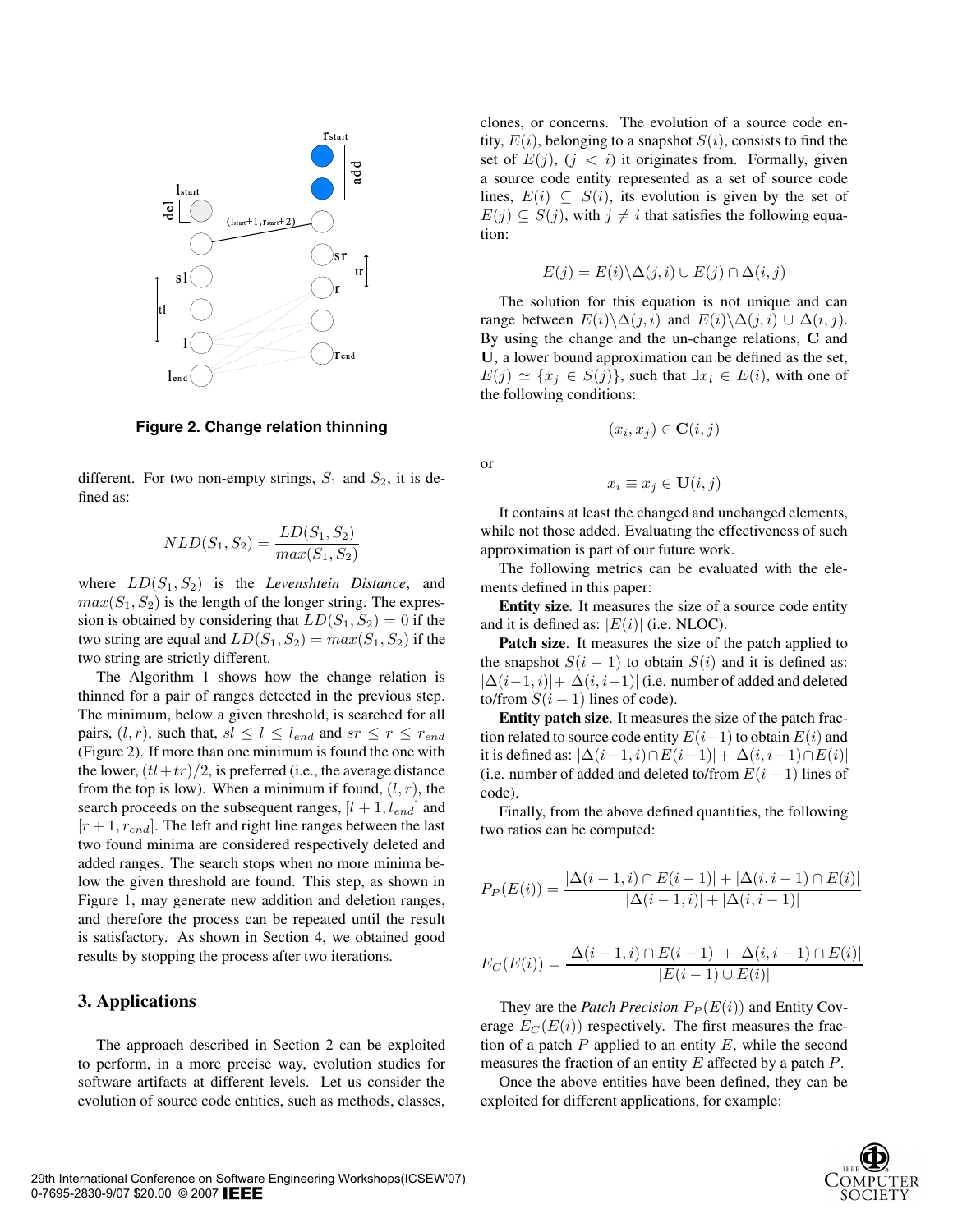Figure 2. Change relation thinning

different. For two non-empty strings, $S_1$ and $S_2$, it is defined as:

$$NLD(S_1, S_2) = \frac{LD(S_1, S_2)}{max(S_1, S_2)}$$

where $LD(S_1, S_2)$ is the *Levenshtein Distance*, and $max(S_1, S_2)$ is the length of the longer string. The expression is obtained by considering that $LD(S_1, S_2) = 0$ if the two string are equal and $LD(S_1, S_2) = max(S_1, S_2)$ if the two string are strictly different.

The Algorithm 1 shows how the change relation is thinned for a pair of ranges detected in the previous step. The minimum, below a given threshold, is searched for all pairs, $(l, r)$, such that, $sl \leq l \leq l_{end}$ and $sr \leq r \leq r_{end}$ (Figure 2). If more than one minimum is found the one with the lower, $(tl + tr)/2$, is preferred (i.e., the average distance from the top is low). When a minimum if found, $(l, r)$, the search proceeds on the subsequent ranges, $[l + 1, l_{end}]$ and $[r + 1, r_{end}]$. The left and right line ranges between the last two found minima are considered respectively deleted and added ranges. The search stops when no more minima below the given threshold are found. This step, as shown in Figure 1, may generate new addition and deletion ranges, and therefore the process can be repeated until the result is satisfactory. As shown in Section 4, we obtained good results by stopping the process after two iterations.

## 3. Applications

The approach described in Section 2 can be exploited to perform, in a more precise way, evolution studies for software artifacts at different levels. Let us consider the evolution of source code entities, such as methods, classes, clones, or concerns. The evolution of a source code entity, $E(i)$, belonging to a snapshot $S(i)$, consists to find the set of $E(j)$, $(j < i)$ it originates from. Formally, given a source code entity represented as a set of source code lines, $E(i) \subseteq S(i)$, its evolution is given by the set of $E(j) \subseteq S(j)$, with $j \neq i$ that satisfies the following equation:

$$E(j) = E(i) \backslash \Delta(j, i) \cup E(j) \cap \Delta(i, j)$$

The solution for this equation is not unique and can range between $E(i) \backslash \Delta(j, i)$ and $E(i) \backslash \Delta(j, i) \cup \Delta(i, j)$. By using the change and the un-change relations, $\mathbf{C}$ and $\mathbf{U}$, a lower bound approximation can be defined as the set, $E(j) \simeq \{x_j \in S(j)\}$, such that $\exists x_i \in E(i)$, with one of the following conditions:

$$(x_i, x_j) \in \mathbf{C}(i, j)$$

or

$$x_i \equiv x_j \in \mathbf{U}(i, j)$$

It contains at least the changed and unchanged elements, while not those added. Evaluating the effectiveness of such approximation is part of our future work.

The following metrics can be evaluated with the elements defined in this paper:

**Entity size**. It measures the size of a source code entity and it is defined as: $|E(i)|$ (i.e. NLOC).

**Patch size**. It measures the size of the patch applied to the snapshot $S(i-1)$ to obtain $S(i)$ and it is defined as: $|\Delta(i-1, i)| + |\Delta(i, i-1)|$ (i.e. number of added and deleted to/from $S(i-1)$ lines of code).

**Entity patch size**. It measures the size of the patch fraction related to source code entity $E(i-1)$ to obtain $E(i)$ and it is defined as: $|\Delta(i-1, i) \cap E(i-1)| + |\Delta(i, i-1) \cap E(i)|$ (i.e. number of added and deleted to/from $E(i-1)$ lines of code).

Finally, from the above defined quantities, the following two ratios can be computed:

$$P_P(E(i)) = \frac{|\Delta(i-1, i) \cap E(i-1)| + |\Delta(i, i-1) \cap E(i)|}{|\Delta(i-1, i)| + |\Delta(i, i-1)|}$$

$$E_C(E(i)) = \frac{|\Delta(i-1, i) \cap E(i-1)| + |\Delta(i, i-1) \cap E(i)|}{|E(i-1) \cup E(i)|}$$

They are the *Patch Precision* $P_P(E(i))$ and Entity Coverage $E_C(E(i))$ respectively. The first measures the fraction of a patch $P$ applied to an entity $E$, while the second measures the fraction of an entity $E$ affected by a patch $P$.

Once the above entities have been defined, they can be exploited for different applications, for example: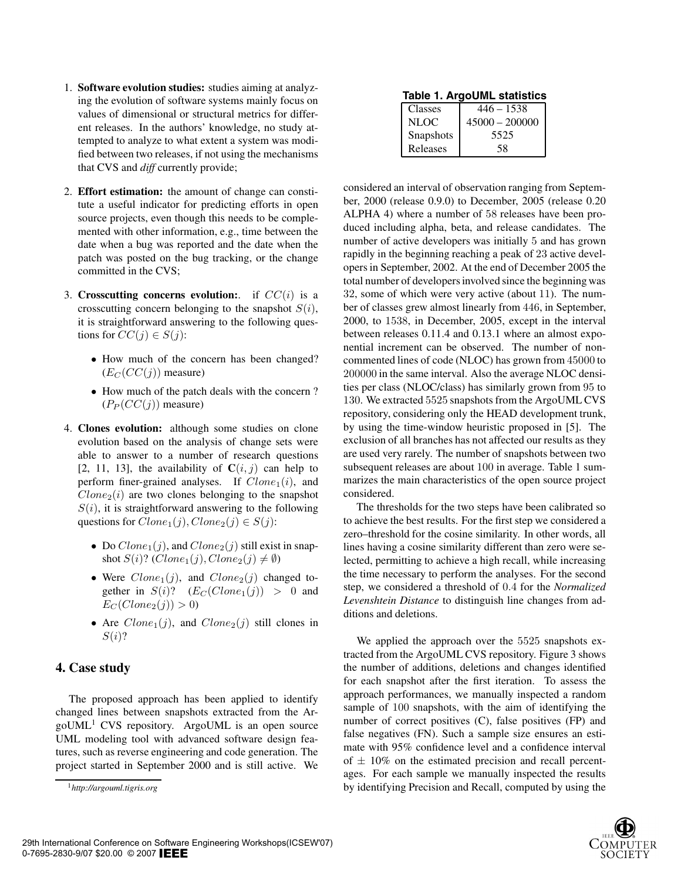1. **Software evolution studies:** studies aiming at analyzing the evolution of software systems mainly focus on values of dimensional or structural metrics for different releases. In the authors' knowledge, no study attempted to analyze to what extent a system was modified between two releases, if not using the mechanisms that CVS and *diff* currently provide;

2. **Effort estimation:** the amount of change can constitute a useful indicator for predicting efforts in open source projects, even though this needs to be complemented with other information, e.g., time between the date when a bug was reported and the date when the patch was posted on the bug tracking, or the change committed in the CVS;

3. **Crosscutting concerns evolution:**. if $CC(i)$ is a crosscutting concern belonging to the snapshot $S(i)$, it is straightforward answering to the following questions for $CC(j) \in S(j)$:

   - How much of the concern has been changed? ($E_C(CC(j))$ measure)
   - How much of the patch deals with the concern ? ($P_P(CC(j))$ measure)

4. **Clones evolution:** although some studies on clone evolution based on the analysis of change sets were able to answer to a number of research questions [2, 11, 13], the availability of $\mathbf{C}(i,j)$ can help to perform finer-grained analyses. If $Clone_1(i)$, and $Clone_2(i)$ are two clones belonging to the snapshot $S(i)$, it is straightforward answering to the following questions for $Clone_1(j), Clone_2(j) \in S(j)$:

   - Do $Clone_1(j)$, and $Clone_2(j)$ still exist in snapshot $S(i)$? ($Clone_1(j), Clone_2(j) \neq \emptyset$)
   - Were $Clone_1(j)$, and $Clone_2(j)$ changed together in $S(i)$? ($E_C(Clone_1(j)) > 0$ and $E_C(Clone_2(j)) > 0$)
   - Are $Clone_1(j)$, and $Clone_2(j)$ still clones in $S(i)$?

## 4. Case study

The proposed approach has been applied to identify changed lines between snapshots extracted from the ArgoUML[1] CVS repository. ArgoUML is an open source UML modeling tool with advanced software design features, such as reverse engineering and code generation. The project started in September 2000 and is still active. We considered an interval of observation ranging from September, 2000 (release 0.9.0) to December, 2005 (release 0.20 ALPHA 4) where a number of 58 releases have been produced including alpha, beta, and release candidates. The number of active developers was initially 5 and has grown rapidly in the beginning reaching a peak of 23 active developers in September, 2002. At the end of December 2005 the total number of developers involved since the beginning was 32, some of which were very active (about 11). The number of classes grew almost linearly from 446, in September, 2000, to 1538, in December, 2005, except in the interval between releases 0.11.4 and 0.13.1 where an almost exponential increment can be observed. The number of non-commented lines of code (NLOC) has grown from 45000 to 200000 in the same interval. Also the average NLOC densities per class (NLOC/class) has similarly grown from 95 to 130. We extracted 5525 snapshots from the ArgoUML CVS repository, considering only the HEAD development trunk, by using the time-window heuristic proposed in [5]. The exclusion of all branches has not affected our results as they are used very rarely. The number of snapshots between two subsequent releases are about 100 in average. Table 1 summarizes the main characteristics of the open source project considered.

[1] *http://argouml.tigris.org*

**Table 1. ArgoUML statistics**

| | |
|---|---|
| Classes | 446 – 1538 |
| NLOC | 45000 – 200000 |
| Snapshots | 5525 |
| Releases | 58 |

The thresholds for the two steps have been calibrated so to achieve the best results. For the first step we considered a zero–threshold for the cosine similarity. In other words, all lines having a cosine similarity different than zero were selected, permitting to achieve a high recall, while increasing the time necessary to perform the analyses. For the second step, we considered a threshold of 0.4 for the *Normalized Levenshtein Distance* to distinguish line changes from additions and deletions.

We applied the approach over the 5525 snapshots extracted from the ArgoUML CVS repository. Figure 3 shows the number of additions, deletions and changes identified for each snapshot after the first iteration. To assess the approach performances, we manually inspected a random sample of 100 snapshots, with the aim of identifying the number of correct positives (C), false positives (FP) and false negatives (FN). Such a sample size ensures an estimate with 95% confidence level and a confidence interval of ± 10% on the estimated precision and recall percentages. For each sample we manually inspected the results by identifying Precision and Recall, computed by using the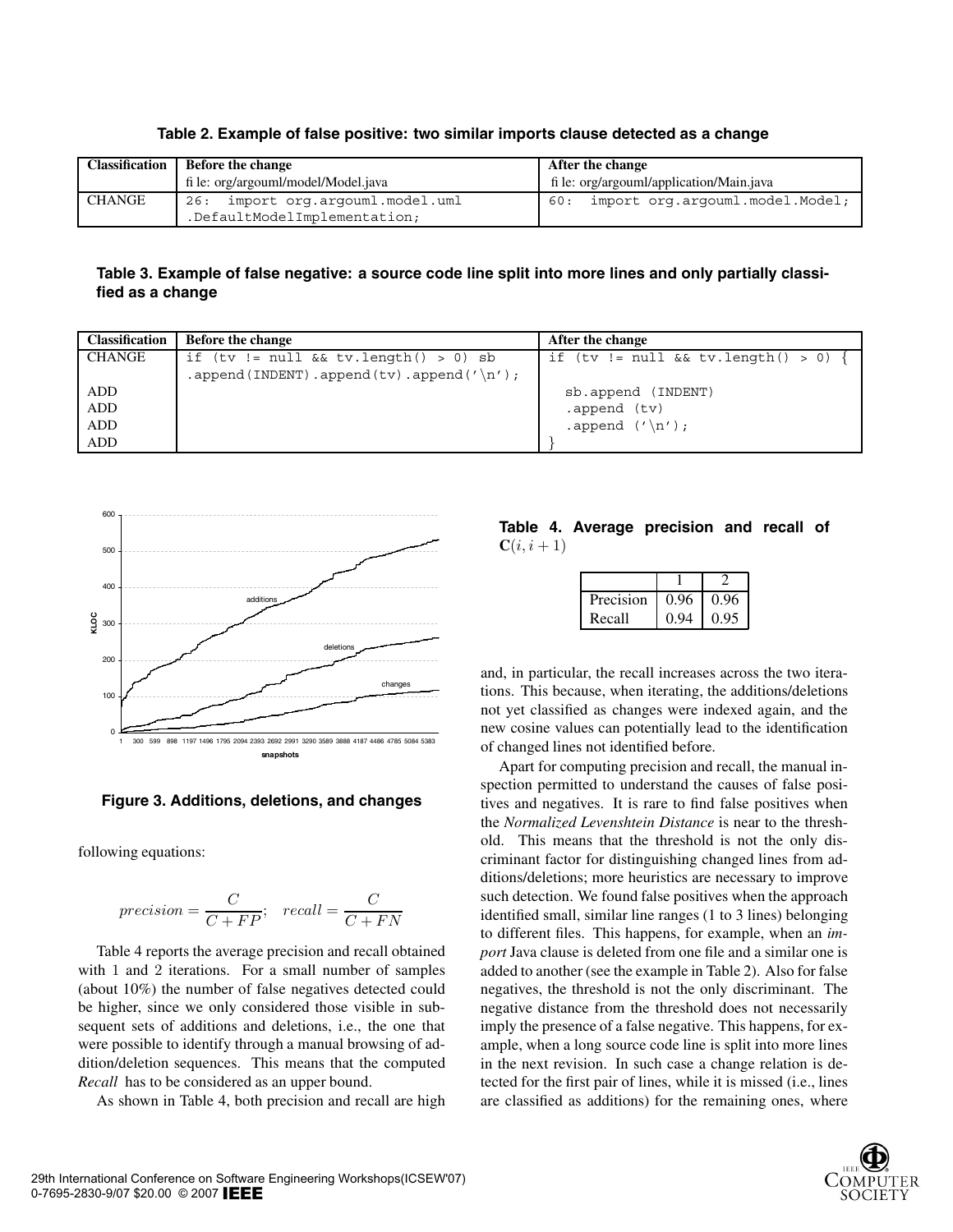**Table 2. Example of false positive: two similar imports clause detected as a change**

| Classification | Before the change<br>file: org/argouml/model/Model.java | After the change<br>file: org/argouml/application/Main.java |
|---|---|---|
| CHANGE | `26: import org.argouml.model.uml .DefaultModelImplementation;` | `60: import org.argouml.model.Model;` |

**Table 3. Example of false negative: a source code line split into more lines and only partially classified as a change**

| Classification | Before the change | After the change |
|---|---|---|
| CHANGE | `if (tv != null && tv.length() > 0) sb .append(INDENT).append(tv).append('\n');` | `if (tv != null && tv.length() > 0) {` |
| ADD | | `sb.append (INDENT)` |
| ADD | | `.append (tv)` |
| ADD | | `.append ('\n');` |
| ADD | | `}` |

**Figure 3. Additions, deletions, and changes**

following equations:

$$precision = \frac{C}{C + FP}; \quad recall = \frac{C}{C + FN}$$

Table 4 reports the average precision and recall obtained with 1 and 2 iterations. For a small number of samples (about 10%) the number of false negatives detected could be higher, since we only considered those visible in subsequent sets of additions and deletions, i.e., the one that were possible to identify through a manual browsing of addition/deletion sequences. This means that the computed *Recall* has to be considered as an upper bound.

As shown in Table 4, both precision and recall are high

**Table 4. Average precision and recall of $\mathbf{C}(i, i+1)$**

| | 1 | 2 |
|---|---|---|
| Precision | 0.96 | 0.96 |
| Recall | 0.94 | 0.95 |

and, in particular, the recall increases across the two iterations. This because, when iterating, the additions/deletions not yet classified as changes were indexed again, and the new cosine values can potentially lead to the identification of changed lines not identified before.

Apart for computing precision and recall, the manual inspection permitted to understand the causes of false positives and negatives. It is rare to find false positives when the *Normalized Levenshtein Distance* is near to the threshold. This means that the threshold is not the only discriminant factor for distinguishing changed lines from additions/deletions; more heuristics are necessary to improve such detection. We found false positives when the approach identified small, similar line ranges (1 to 3 lines) belonging to different files. This happens, for example, when an *import* Java clause is deleted from one file and a similar one is added to another (see the example in Table 2). Also for false negatives, the threshold is not the only discriminant. The negative distance from the threshold does not necessarily imply the presence of a false negative. This happens, for example, when a long source code line is split into more lines in the next revision. In such case a change relation is detected for the first pair of lines, while it is missed (i.e., lines are classified as additions) for the remaining ones, where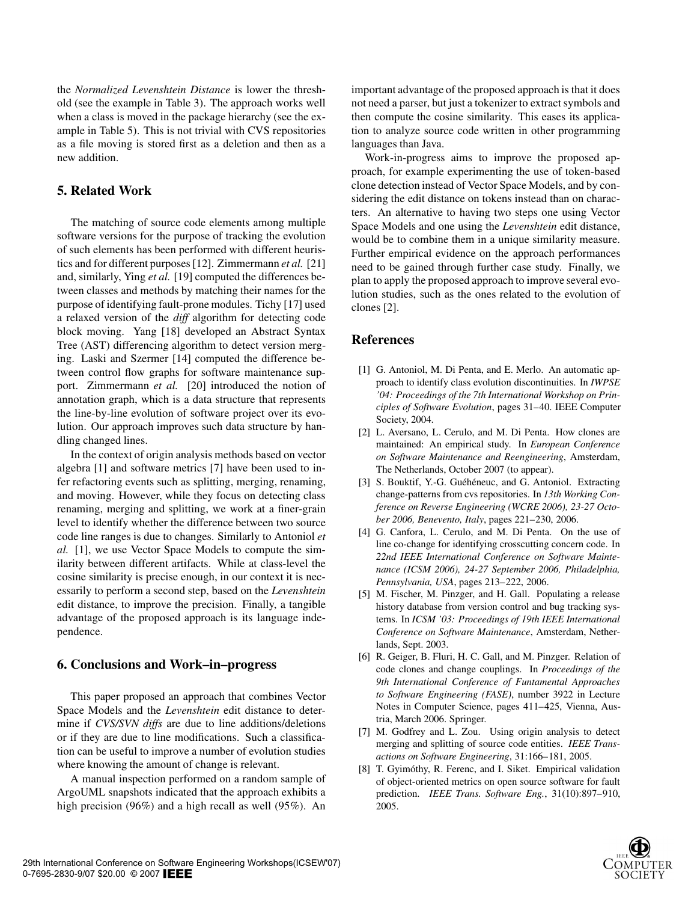the *Normalized Levenshtein Distance* is lower the threshold (see the example in Table 3). The approach works well when a class is moved in the package hierarchy (see the example in Table 5). This is not trivial with CVS repositories as a file moving is stored first as a deletion and then as a new addition.

## 5. Related Work

The matching of source code elements among multiple software versions for the purpose of tracking the evolution of such elements has been performed with different heuristics and for different purposes [12]. Zimmermann *et al.* [21] and, similarly, Ying *et al.* [19] computed the differences between classes and methods by matching their names for the purpose of identifying fault-prone modules. Tichy [17] used a relaxed version of the *diff* algorithm for detecting code block moving. Yang [18] developed an Abstract Syntax Tree (AST) differencing algorithm to detect version merging. Laski and Szermer [14] computed the difference between control flow graphs for software maintenance support. Zimmermann *et al.* [20] introduced the notion of annotation graph, which is a data structure that represents the line-by-line evolution of software project over its evolution. Our approach improves such data structure by handling changed lines.

In the context of origin analysis methods based on vector algebra [1] and software metrics [7] have been used to infer refactoring events such as splitting, merging, renaming, and moving. However, while they focus on detecting class renaming, merging and splitting, we work at a finer-grain level to identify whether the difference between two source code line ranges is due to changes. Similarly to Antoniol *et al.* [1], we use Vector Space Models to compute the similarity between different artifacts. While at class-level the cosine similarity is precise enough, in our context it is necessarily to perform a second step, based on the *Levenshtein* edit distance, to improve the precision. Finally, a tangible advantage of the proposed approach is its language independence.

## 6. Conclusions and Work–in–progress

This paper proposed an approach that combines Vector Space Models and the *Levenshtein* edit distance to determine if *CVS/SVN diffs* are due to line additions/deletions or if they are due to line modifications. Such a classification can be useful to improve a number of evolution studies where knowing the amount of change is relevant.

A manual inspection performed on a random sample of ArgoUML snapshots indicated that the approach exhibits a high precision (96%) and a high recall as well (95%). An important advantage of the proposed approach is that it does not need a parser, but just a tokenizer to extract symbols and then compute the cosine similarity. This eases its application to analyze source code written in other programming languages than Java.

Work-in-progress aims to improve the proposed approach, for example experimenting the use of token-based clone detection instead of Vector Space Models, and by considering the edit distance on tokens instead than on characters. An alternative to having two steps one using Vector Space Models and one using the *Levenshtein* edit distance, would be to combine them in a unique similarity measure. Further empirical evidence on the approach performances need to be gained through further case study. Finally, we plan to apply the proposed approach to improve several evolution studies, such as the ones related to the evolution of clones [2].

## References

[1] G. Antoniol, M. Di Penta, and E. Merlo. An automatic approach to identify class evolution discontinuities. In *IWPSE '04: Proceedings of the 7th International Workshop on Principles of Software Evolution*, pages 31–40. IEEE Computer Society, 2004.

[2] L. Aversano, L. Cerulo, and M. Di Penta. How clones are maintained: An empirical study. In *European Conference on Software Maintenance and Reengineering*, Amsterdam, The Netherlands, October 2007 (to appear).

[3] S. Bouktif, Y.-G. Guéhéneuc, and G. Antoniol. Extracting change-patterns from cvs repositories. In *13th Working Conference on Reverse Engineering (WCRE 2006), 23-27 October 2006, Benevento, Italy*, pages 221–230, 2006.

[4] G. Canfora, L. Cerulo, and M. Di Penta. On the use of line co-change for identifying crosscutting concern code. In *22nd IEEE International Conference on Software Maintenance (ICSM 2006), 24-27 September 2006, Philadelphia, Pennsylvania, USA*, pages 213–222, 2006.

[5] M. Fischer, M. Pinzger, and H. Gall. Populating a release history database from version control and bug tracking systems. In *ICSM '03: Proceedings of 19th IEEE International Conference on Software Maintenance*, Amsterdam, Netherlands, Sept. 2003.

[6] R. Geiger, B. Fluri, H. C. Gall, and M. Pinzger. Relation of code clones and change couplings. In *Proceedings of the 9th International Conference of Funtamental Approaches to Software Engineering (FASE)*, number 3922 in Lecture Notes in Computer Science, pages 411–425, Vienna, Austria, March 2006. Springer.

[7] M. Godfrey and L. Zou. Using origin analysis to detect merging and splitting of source code entities. *IEEE Transactions on Software Engineering*, 31:166–181, 2005.

[8] T. Gyimóthy, R. Ferenc, and I. Siket. Empirical validation of object-oriented metrics on open source software for fault prediction. *IEEE Trans. Software Eng.*, 31(10):897–910, 2005.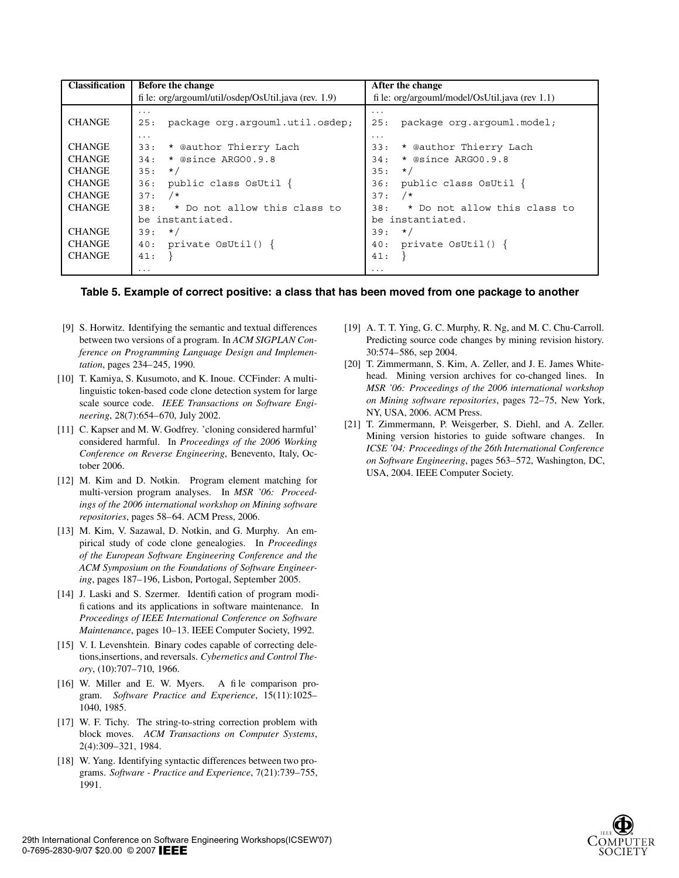| Classification | Before the change<br>file: org/argouml/util/osdep/OsUtil.java (rev. 1.9) | After the change<br>file: org/argouml/model/OsUtil.java (rev 1.1) |
|---|---|---|
| | ... | ... |
| CHANGE | 25: package org.argouml.util.osdep; | 25: package org.argouml.model; |
| | ... | ... |
| CHANGE | 33: * @author Thierry Lach | 33: * @author Thierry Lach |
| CHANGE | 34: * @since ARGO0.9.8 | 34: * @since ARGO0.9.8 |
| CHANGE | 35: */ | 35: */ |
| CHANGE | 36: public class OsUtil { | 36: public class OsUtil { |
| CHANGE | 37: /* | 37: /* |
| CHANGE | 38: * Do not allow this class to be instantiated. | 38: * Do not allow this class to be instantiated. |
| CHANGE | 39: */ | 39: */ |
| CHANGE | 40: private OsUtil() { | 40: private OsUtil() { |
| CHANGE | 41: } | 41: } |
| | ... | ... |

**Table 5. Example of correct positive: a class that has been moved from one package to another**

[9] S. Horwitz. Identifying the semantic and textual differences between two versions of a program. In *ACM SIGPLAN Conference on Programming Language Design and Implementation*, pages 234–245, 1990.

[10] T. Kamiya, S. Kusumoto, and K. Inoue. CCFinder: A multi-linguistic token-based code clone detection system for large scale source code. *IEEE Transactions on Software Engineering*, 28(7):654–670, July 2002.

[11] C. Kapser and M. W. Godfrey. 'cloning considered harmful' considered harmful. In *Proceedings of the 2006 Working Conference on Reverse Engineering*, Benevento, Italy, October 2006.

[12] M. Kim and D. Notkin. Program element matching for multi-version program analyses. In *MSR '06: Proceedings of the 2006 international workshop on Mining software repositories*, pages 58–64. ACM Press, 2006.

[13] M. Kim, V. Sazawal, D. Notkin, and G. Murphy. An empirical study of code clone genealogies. In *Proceedings of the European Software Engineering Conference and the ACM Symposium on the Foundations of Software Engineering*, pages 187–196, Lisbon, Portogal, September 2005.

[14] J. Laski and S. Szermer. Identification of program modifications and its applications in software maintenance. In *Proceedings of IEEE International Conference on Software Maintenance*, pages 10–13. IEEE Computer Society, 1992.

[15] V. I. Levenshtein. Binary codes capable of correcting deletions,insertions, and reversals. *Cybernetics and Control Theory*, (10):707–710, 1966.

[16] W. Miller and E. W. Myers. A file comparison program. *Software Practice and Experience*, 15(11):1025–1040, 1985.

[17] W. F. Tichy. The string-to-string correction problem with block moves. *ACM Transactions on Computer Systems*, 2(4):309–321, 1984.

[18] W. Yang. Identifying syntactic differences between two programs. *Software - Practice and Experience*, 7(21):739–755, 1991.

[19] A. T. T. Ying, G. C. Murphy, R. Ng, and M. C. Chu-Carroll. Predicting source code changes by mining revision history. 30:574–586, sep 2004.

[20] T. Zimmermann, S. Kim, A. Zeller, and J. E. James Whitehead. Mining version archives for co-changed lines. In *MSR '06: Proceedings of the 2006 international workshop on Mining software repositories*, pages 72–75, New York, NY, USA, 2006. ACM Press.

[21] T. Zimmermann, P. Weisgerber, S. Diehl, and A. Zeller. Mining version histories to guide software changes. In *ICSE '04: Proceedings of the 26th International Conference on Software Engineering*, pages 563–572, Washington, DC, USA, 2004. IEEE Computer Society.